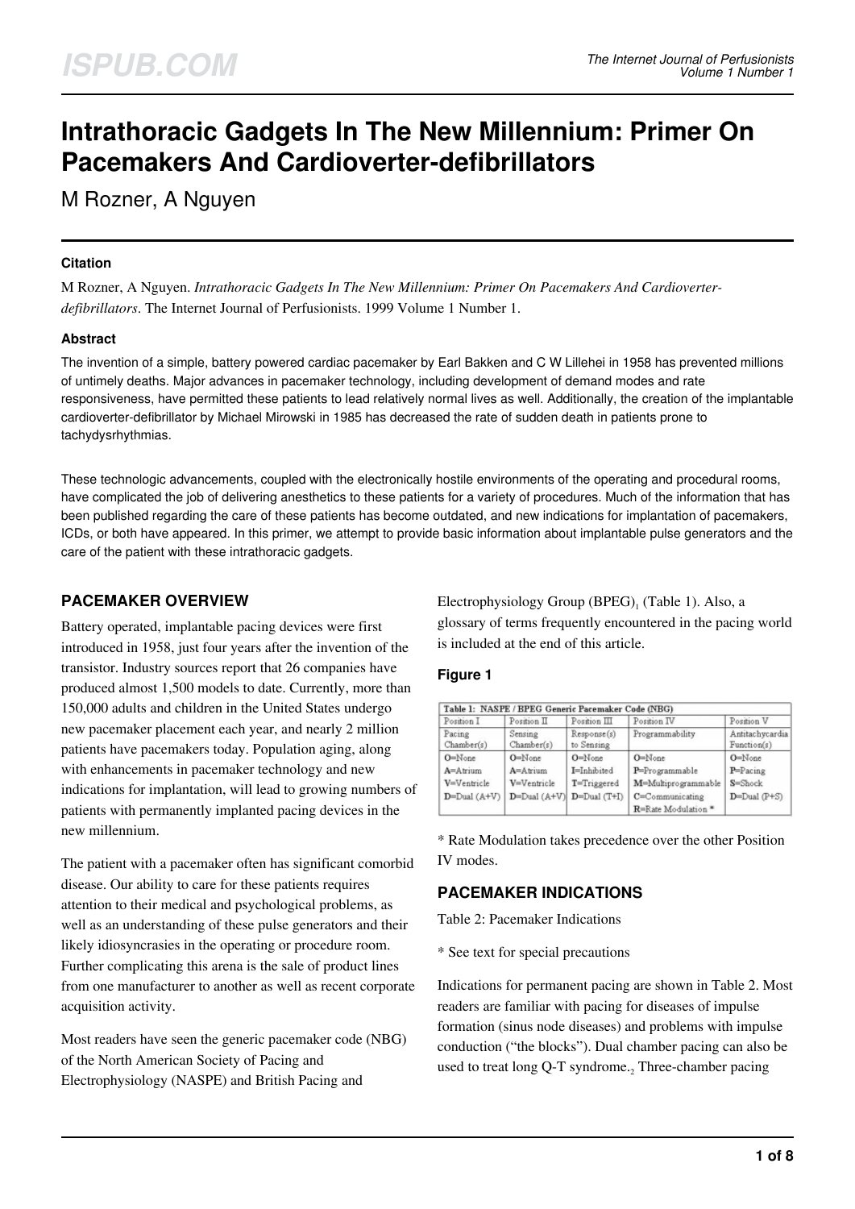# Intrathoracic Gadgets In The New Millennium: Primer On Pacemakers And Cardioverter-defibrillators

M Rozner, A Nguyen

### Citation

M Rozner, A Nguyen. *Intrathoracic Gadgets In The New Millennium: Primer On Pacemakers And Cardioverter-defibrillators*. The Internet Journal of Perfusionists. 1999 Volume 1 Number 1.

### Abstract

The invention of a simple, battery powered cardiac pacemaker by Earl Bakken and C W Lillehei in 1958 has prevented millions of untimely deaths. Major advances in pacemaker technology, including development of demand modes and rate responsiveness, have permitted these patients to lead relatively normal lives as well. Additionally, the creation of the implantable cardioverter-defibrillator by Michael Mirowski in 1985 has decreased the rate of sudden death in patients prone to tachydysrhythmias.

These technologic advancements, coupled with the electronically hostile environments of the operating and procedural rooms, have complicated the job of delivering anesthetics to these patients for a variety of procedures. Much of the information that has been published regarding the care of these patients has become outdated, and new indications for implantation of pacemakers, ICDs, or both have appeared. In this primer, we attempt to provide basic information about implantable pulse generators and the care of the patient with these intrathoracic gadgets.

## PACEMAKER OVERVIEW

Battery operated, implantable pacing devices were first introduced in 1958, just four years after the invention of the transistor. Industry sources report that 26 companies have produced almost 1,500 models to date. Currently, more than 150,000 adults and children in the United States undergo new pacemaker placement each year, and nearly 2 million patients have pacemakers today. Population aging, along with enhancements in pacemaker technology and new indications for implantation, will lead to growing numbers of patients with permanently implanted pacing devices in the new millennium.

The patient with a pacemaker often has significant comorbid disease. Our ability to care for these patients requires attention to their medical and psychological problems, as well as an understanding of these pulse generators and their likely idiosyncrasies in the operating or procedure room. Further complicating this arena is the sale of product lines from one manufacturer to another as well as recent corporate acquisition activity.

Most readers have seen the generic pacemaker code (NBG) of the North American Society of Pacing and Electrophysiology (NASPE) and British Pacing and Electrophysiology Group (BPEG)[1] (Table 1). Also, a glossary of terms frequently encountered in the pacing world is included at the end of this article.

### Figure 1

Table 1: NASPE / BPEG Generic Pacemaker Code (NBG)

| Position I | Position II | Position III | Position IV | Position V |
|---|---|---|---|---|
| Pacing Chamber(s) | Sensing Chamber(s) | Response(s) to Sensing | Programmability | Antitachycardia Function(s) |
| O=None<br>A=Atrium<br>V=Ventricle<br>D=Dual (A+V) | O=None<br>A=Atrium<br>V=Ventricle<br>D=Dual (A+V) | O=None<br>I=Inhibited<br>T=Triggered<br>D=Dual (T+I) | O=None<br>P=Programmable<br>M=Multiprogrammable<br>C=Communicating<br>R=Rate Modulation * | O=None<br>P=Pacing<br>S=Shock<br>D=Dual (P+S) |

\* Rate Modulation takes precedence over the other Position IV modes.

## PACEMAKER INDICATIONS

Table 2: Pacemaker Indications

\* See text for special precautions

Indications for permanent pacing are shown in Table 2. Most readers are familiar with pacing for diseases of impulse formation (sinus node diseases) and problems with impulse conduction ("the blocks"). Dual chamber pacing can also be used to treat long Q-T syndrome.[2] Three-chamber pacing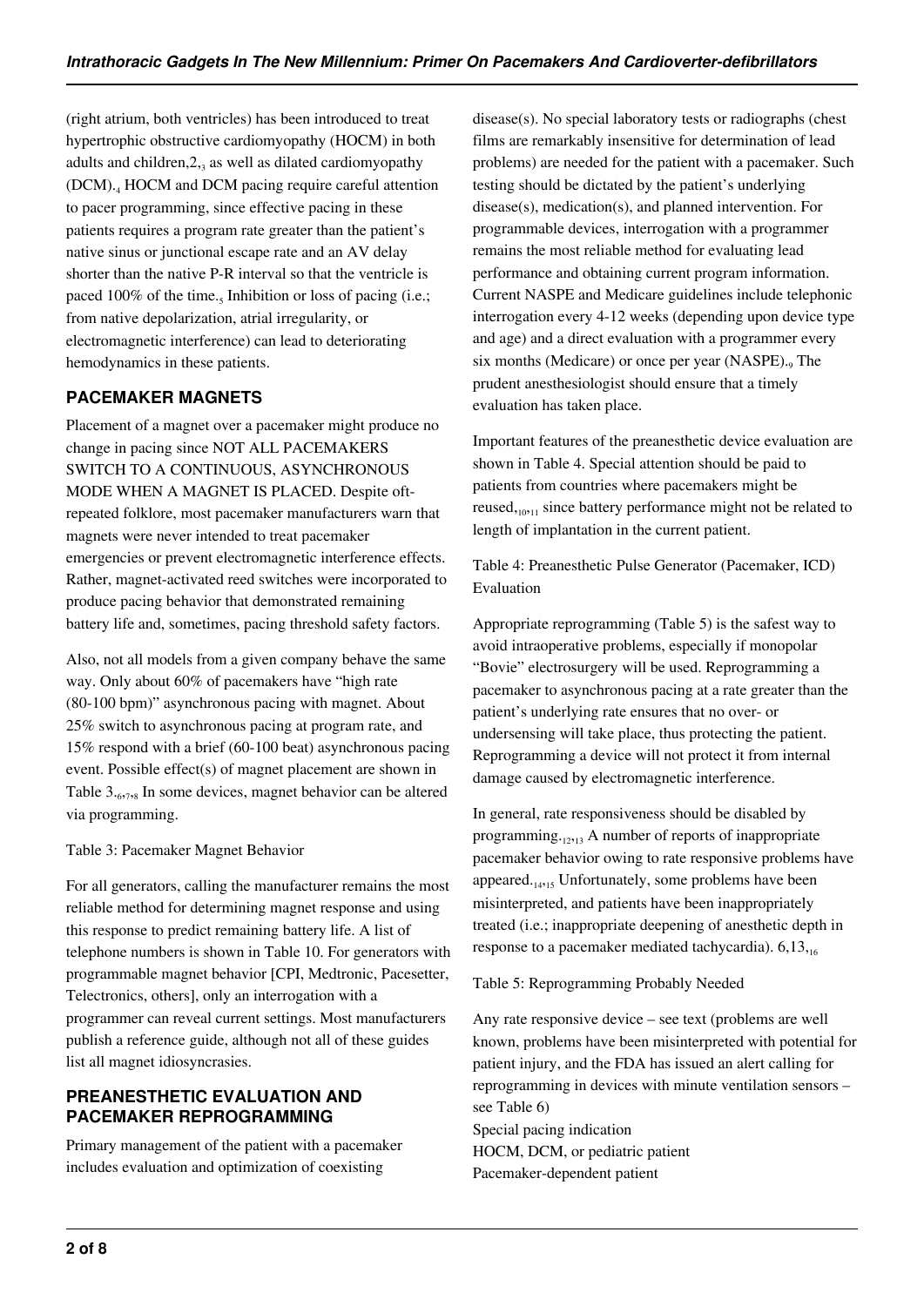(right atrium, both ventricles) has been introduced to treat hypertrophic obstructive cardiomyopathy (HOCM) in both adults and children,2,[3] as well as dilated cardiomyopathy (DCM).[4] HOCM and DCM pacing require careful attention to pacer programming, since effective pacing in these patients requires a program rate greater than the patient's native sinus or junctional escape rate and an AV delay shorter than the native P-R interval so that the ventricle is paced 100% of the time.[5] Inhibition or loss of pacing (i.e.; from native depolarization, atrial irregularity, or electromagnetic interference) can lead to deteriorating hemodynamics in these patients.

## PACEMAKER MAGNETS

Placement of a magnet over a pacemaker might produce no change in pacing since NOT ALL PACEMAKERS SWITCH TO A CONTINUOUS, ASYNCHRONOUS MODE WHEN A MAGNET IS PLACED. Despite oft-repeated folklore, most pacemaker manufacturers warn that magnets were never intended to treat pacemaker emergencies or prevent electromagnetic interference effects. Rather, magnet-activated reed switches were incorporated to produce pacing behavior that demonstrated remaining battery life and, sometimes, pacing threshold safety factors.

Also, not all models from a given company behave the same way. Only about 60% of pacemakers have "high rate (80-100 bpm)" asynchronous pacing with magnet. About 25% switch to asynchronous pacing at program rate, and 15% respond with a brief (60-100 beat) asynchronous pacing event. Possible effect(s) of magnet placement are shown in Table 3.[6,7,8] In some devices, magnet behavior can be altered via programming.

Table 3: Pacemaker Magnet Behavior

For all generators, calling the manufacturer remains the most reliable method for determining magnet response and using this response to predict remaining battery life. A list of telephone numbers is shown in Table 10. For generators with programmable magnet behavior [CPI, Medtronic, Pacesetter, Telectronics, others], only an interrogation with a programmer can reveal current settings. Most manufacturers publish a reference guide, although not all of these guides list all magnet idiosyncrasies.

## PREANESTHETIC EVALUATION AND PACEMAKER REPROGRAMMING

Primary management of the patient with a pacemaker includes evaluation and optimization of coexisting disease(s). No special laboratory tests or radiographs (chest films are remarkably insensitive for determination of lead problems) are needed for the patient with a pacemaker. Such testing should be dictated by the patient's underlying disease(s), medication(s), and planned intervention. For programmable devices, interrogation with a programmer remains the most reliable method for evaluating lead performance and obtaining current program information. Current NASPE and Medicare guidelines include telephonic interrogation every 4-12 weeks (depending upon device type and age) and a direct evaluation with a programmer every six months (Medicare) or once per year (NASPE).[9] The prudent anesthesiologist should ensure that a timely evaluation has taken place.

Important features of the preanesthetic device evaluation are shown in Table 4. Special attention should be paid to patients from countries where pacemakers might be reused,[10,11] since battery performance might not be related to length of implantation in the current patient.

Table 4: Preanesthetic Pulse Generator (Pacemaker, ICD) Evaluation

Appropriate reprogramming (Table 5) is the safest way to avoid intraoperative problems, especially if monopolar "Bovie" electrosurgery will be used. Reprogramming a pacemaker to asynchronous pacing at a rate greater than the patient's underlying rate ensures that no over- or undersensing will take place, thus protecting the patient. Reprogramming a device will not protect it from internal damage caused by electromagnetic interference.

In general, rate responsiveness should be disabled by programming.[12,13] A number of reports of inappropriate pacemaker behavior owing to rate responsive problems have appeared.[14,15] Unfortunately, some problems have been misinterpreted, and patients have been inappropriately treated (i.e.; inappropriate deepening of anesthetic depth in response to a pacemaker mediated tachycardia). 6,13,[16]

Table 5: Reprogramming Probably Needed

Any rate responsive device – see text (problems are well known, problems have been misinterpreted with potential for patient injury, and the FDA has issued an alert calling for reprogramming in devices with minute ventilation sensors – see Table 6)
Special pacing indication
HOCM, DCM, or pediatric patient
Pacemaker-dependent patient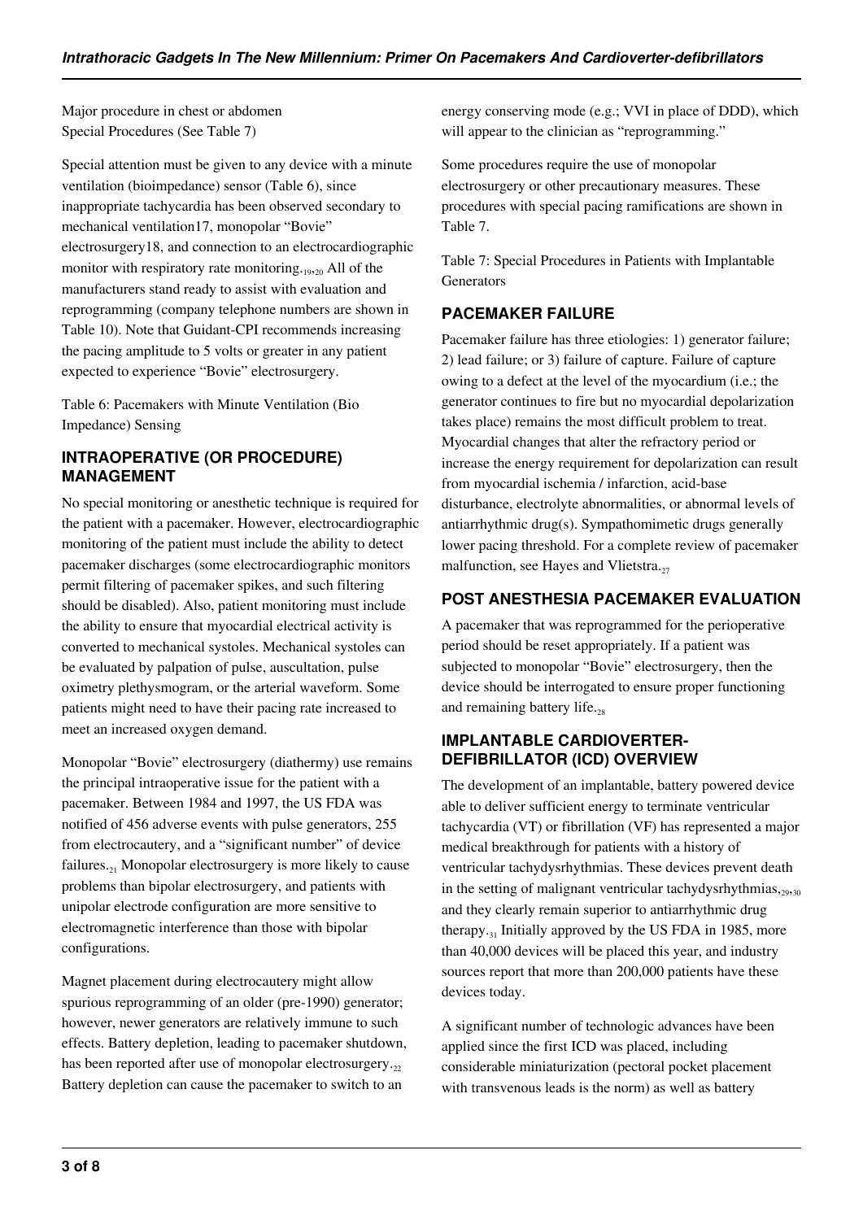Major procedure in chest or abdomen
Special Procedures (See Table 7)

Special attention must be given to any device with a minute ventilation (bioimpedance) sensor (Table 6), since inappropriate tachycardia has been observed secondary to mechanical ventilation17, monopolar "Bovie" electrosurgery18, and connection to an electrocardiographic monitor with respiratory rate monitoring.[19,20] All of the manufacturers stand ready to assist with evaluation and reprogramming (company telephone numbers are shown in Table 10). Note that Guidant-CPI recommends increasing the pacing amplitude to 5 volts or greater in any patient expected to experience "Bovie" electrosurgery.

Table 6: Pacemakers with Minute Ventilation (Bio Impedance) Sensing

## INTRAOPERATIVE (OR PROCEDURE) MANAGEMENT

No special monitoring or anesthetic technique is required for the patient with a pacemaker. However, electrocardiographic monitoring of the patient must include the ability to detect pacemaker discharges (some electrocardiographic monitors permit filtering of pacemaker spikes, and such filtering should be disabled). Also, patient monitoring must include the ability to ensure that myocardial electrical activity is converted to mechanical systoles. Mechanical systoles can be evaluated by palpation of pulse, auscultation, pulse oximetry plethysmogram, or the arterial waveform. Some patients might need to have their pacing rate increased to meet an increased oxygen demand.

Monopolar "Bovie" electrosurgery (diathermy) use remains the principal intraoperative issue for the patient with a pacemaker. Between 1984 and 1997, the US FDA was notified of 456 adverse events with pulse generators, 255 from electrocautery, and a "significant number" of device failures.[21] Monopolar electrosurgery is more likely to cause problems than bipolar electrosurgery, and patients with unipolar electrode configuration are more sensitive to electromagnetic interference than those with bipolar configurations.

Magnet placement during electrocautery might allow spurious reprogramming of an older (pre-1990) generator; however, newer generators are relatively immune to such effects. Battery depletion, leading to pacemaker shutdown, has been reported after use of monopolar electrosurgery.[22] Battery depletion can cause the pacemaker to switch to an energy conserving mode (e.g.; VVI in place of DDD), which will appear to the clinician as "reprogramming."

Some procedures require the use of monopolar electrosurgery or other precautionary measures. These procedures with special pacing ramifications are shown in Table 7.

Table 7: Special Procedures in Patients with Implantable Generators

## PACEMAKER FAILURE

Pacemaker failure has three etiologies: 1) generator failure; 2) lead failure; or 3) failure of capture. Failure of capture owing to a defect at the level of the myocardium (i.e.; the generator continues to fire but no myocardial depolarization takes place) remains the most difficult problem to treat. Myocardial changes that alter the refractory period or increase the energy requirement for depolarization can result from myocardial ischemia / infarction, acid-base disturbance, electrolyte abnormalities, or abnormal levels of antiarrhythmic drug(s). Sympathomimetic drugs generally lower pacing threshold. For a complete review of pacemaker malfunction, see Hayes and Vlietstra.[27]

## POST ANESTHESIA PACEMAKER EVALUATION

A pacemaker that was reprogrammed for the perioperative period should be reset appropriately. If a patient was subjected to monopolar "Bovie" electrosurgery, then the device should be interrogated to ensure proper functioning and remaining battery life.[28]

## IMPLANTABLE CARDIOVERTER-DEFIBRILLATOR (ICD) OVERVIEW

The development of an implantable, battery powered device able to deliver sufficient energy to terminate ventricular tachycardia (VT) or fibrillation (VF) has represented a major medical breakthrough for patients with a history of ventricular tachydysrhythmias. These devices prevent death in the setting of malignant ventricular tachydysrhythmias,[29,30] and they clearly remain superior to antiarrhythmic drug therapy.[31] Initially approved by the US FDA in 1985, more than 40,000 devices will be placed this year, and industry sources report that more than 200,000 patients have these devices today.

A significant number of technologic advances have been applied since the first ICD was placed, including considerable miniaturization (pectoral pocket placement with transvenous leads is the norm) as well as battery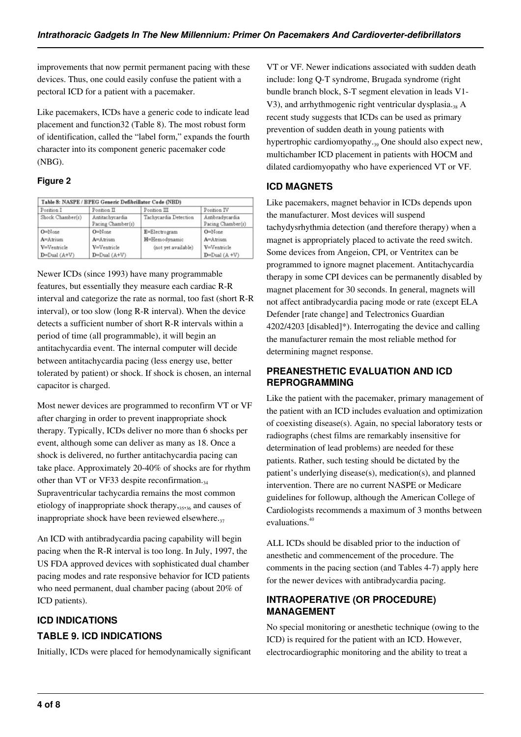improvements that now permit permanent pacing with these devices. Thus, one could easily confuse the patient with a pectoral ICD for a patient with a pacemaker.

Like pacemakers, ICDs have a generic code to indicate lead placement and function32 (Table 8). The most robust form of identification, called the "label form," expands the fourth character into its component generic pacemaker code (NBG).

### Figure 2

| Table 8: NASPE / BPEG Generic Defibrillator Code (NBD) | | | |
|---|---|---|---|
| Position I | Position II | Position III | Position IV |
| Shock Chamber(s) | Antitachycardia Pacing Chamber(s) | Tachycardia Detection | Antibradycardia Pacing Chamber(s) |
| O=None<br>A=Atrium<br>V=Ventricle<br>D=Dual (A+V) | O=None<br>A=Atrium<br>V=Ventricle<br>D=Dual (A+V) | E=Electrogram<br>H=Hemodynamic<br>(not yet available) | O=None<br>A=Atrium<br>V=Ventricle<br>D=Dual (A +V) |

Newer ICDs (since 1993) have many programmable features, but essentially they measure each cardiac R-R interval and categorize the rate as normal, too fast (short R-R interval), or too slow (long R-R interval). When the device detects a sufficient number of short R-R intervals within a period of time (all programmable), it will begin an antitachycardia event. The internal computer will decide between antitachycardia pacing (less energy use, better tolerated by patient) or shock. If shock is chosen, an internal capacitor is charged.

Most newer devices are programmed to reconfirm VT or VF after charging in order to prevent inappropriate shock therapy. Typically, ICDs deliver no more than 6 shocks per event, although some can deliver as many as 18. Once a shock is delivered, no further antitachycardia pacing can take place. Approximately 20-40% of shocks are for rhythm other than VT or VF33 despite reconfirmation.[34] Supraventricular tachycardia remains the most common etiology of inappropriate shock therapy,[35,36] and causes of inappropriate shock have been reviewed elsewhere.[37]

An ICD with antibradycardia pacing capability will begin pacing when the R-R interval is too long. In July, 1997, the US FDA approved devices with sophisticated dual chamber pacing modes and rate responsive behavior for ICD patients who need permanent, dual chamber pacing (about 20% of ICD patients).

## ICD INDICATIONS

## TABLE 9. ICD INDICATIONS

Initially, ICDs were placed for hemodynamically significant VT or VF. Newer indications associated with sudden death include: long Q-T syndrome, Brugada syndrome (right bundle branch block, S-T segment elevation in leads V1-V3), and arrhythmogenic right ventricular dysplasia.[38] A recent study suggests that ICDs can be used as primary prevention of sudden death in young patients with hypertrophic cardiomyopathy.[39] One should also expect new, multichamber ICD placement in patients with HOCM and dilated cardiomyopathy who have experienced VT or VF.

## ICD MAGNETS

Like pacemakers, magnet behavior in ICDs depends upon the manufacturer. Most devices will suspend tachydysrhythmia detection (and therefore therapy) when a magnet is appropriately placed to activate the reed switch. Some devices from Angeion, CPI, or Ventritex can be programmed to ignore magnet placement. Antitachycardia therapy in some CPI devices can be permanently disabled by magnet placement for 30 seconds. In general, magnets will not affect antibradycardia pacing mode or rate (except ELA Defender [rate change] and Telectronics Guardian 4202/4203 [disabled]*). Interrogating the device and calling the manufacturer remain the most reliable method for determining magnet response.

## PREANESTHETIC EVALUATION AND ICD REPROGRAMMING

Like the patient with the pacemaker, primary management of the patient with an ICD includes evaluation and optimization of coexisting disease(s). Again, no special laboratory tests or radiographs (chest films are remarkably insensitive for determination of lead problems) are needed for these patients. Rather, such testing should be dictated by the patient's underlying disease(s), medication(s), and planned intervention. There are no current NASPE or Medicare guidelines for followup, although the American College of Cardiologists recommends a maximum of 3 months between evaluations.[40]

ALL ICDs should be disabled prior to the induction of anesthetic and commencement of the procedure. The comments in the pacing section (and Tables 4-7) apply here for the newer devices with antibradycardia pacing.

## INTRAOPERATIVE (OR PROCEDURE) MANAGEMENT

No special monitoring or anesthetic technique (owing to the ICD) is required for the patient with an ICD. However, electrocardiographic monitoring and the ability to treat a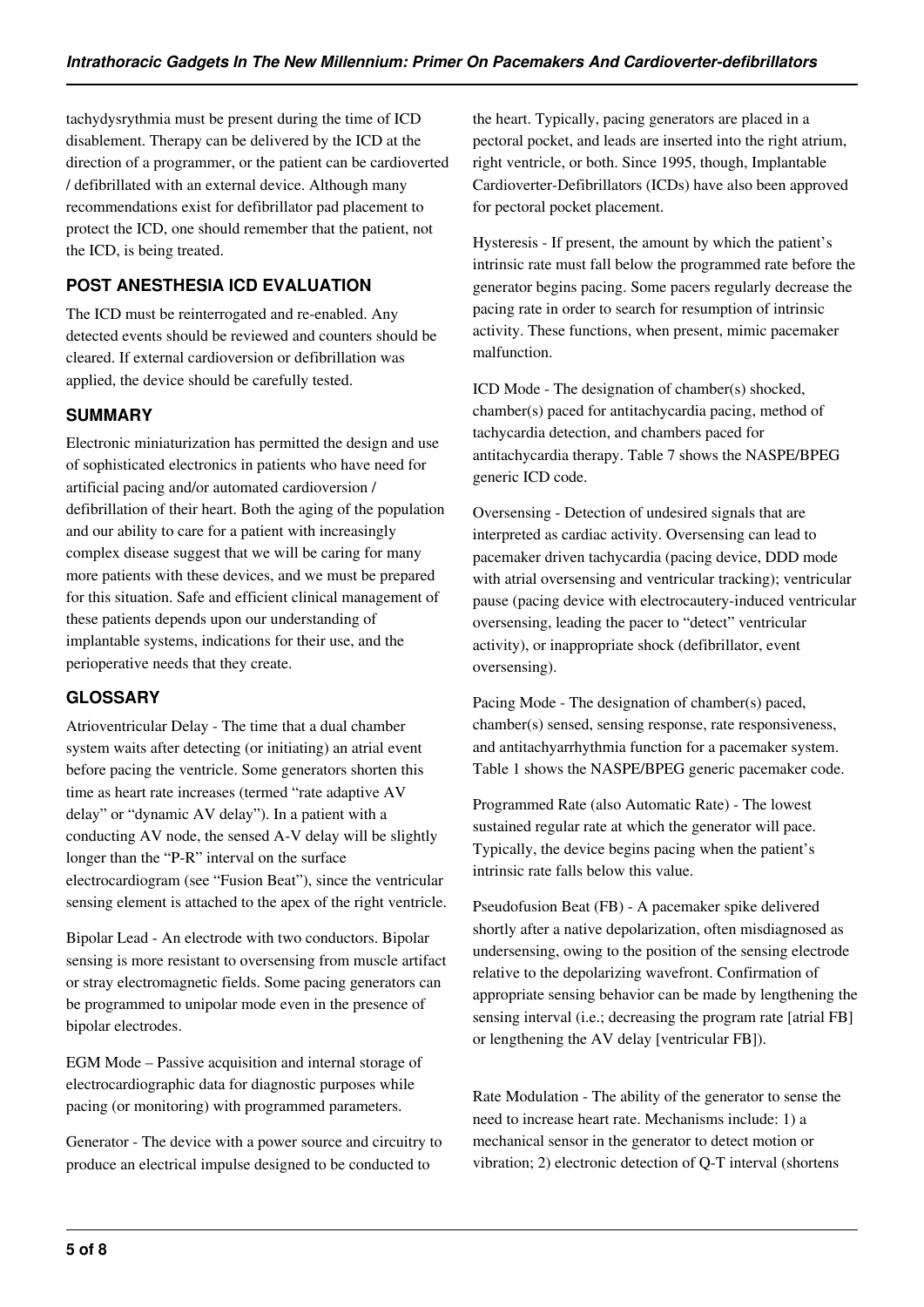tachydysrythmia must be present during the time of ICD disablement. Therapy can be delivered by the ICD at the direction of a programmer, or the patient can be cardioverted / defibrillated with an external device. Although many recommendations exist for defibrillator pad placement to protect the ICD, one should remember that the patient, not the ICD, is being treated.

## POST ANESTHESIA ICD EVALUATION

The ICD must be reinterrogated and re-enabled. Any detected events should be reviewed and counters should be cleared. If external cardioversion or defibrillation was applied, the device should be carefully tested.

## SUMMARY

Electronic miniaturization has permitted the design and use of sophisticated electronics in patients who have need for artificial pacing and/or automated cardioversion / defibrillation of their heart. Both the aging of the population and our ability to care for a patient with increasingly complex disease suggest that we will be caring for many more patients with these devices, and we must be prepared for this situation. Safe and efficient clinical management of these patients depends upon our understanding of implantable systems, indications for their use, and the perioperative needs that they create.

## GLOSSARY

Atrioventricular Delay - The time that a dual chamber system waits after detecting (or initiating) an atrial event before pacing the ventricle. Some generators shorten this time as heart rate increases (termed "rate adaptive AV delay" or "dynamic AV delay"). In a patient with a conducting AV node, the sensed A-V delay will be slightly longer than the "P-R" interval on the surface electrocardiogram (see "Fusion Beat"), since the ventricular sensing element is attached to the apex of the right ventricle.

Bipolar Lead - An electrode with two conductors. Bipolar sensing is more resistant to oversensing from muscle artifact or stray electromagnetic fields. Some pacing generators can be programmed to unipolar mode even in the presence of bipolar electrodes.

EGM Mode – Passive acquisition and internal storage of electrocardiographic data for diagnostic purposes while pacing (or monitoring) with programmed parameters.

Generator - The device with a power source and circuitry to produce an electrical impulse designed to be conducted to the heart. Typically, pacing generators are placed in a pectoral pocket, and leads are inserted into the right atrium, right ventricle, or both. Since 1995, though, Implantable Cardioverter-Defibrillators (ICDs) have also been approved for pectoral pocket placement.

Hysteresis - If present, the amount by which the patient's intrinsic rate must fall below the programmed rate before the generator begins pacing. Some pacers regularly decrease the pacing rate in order to search for resumption of intrinsic activity. These functions, when present, mimic pacemaker malfunction.

ICD Mode - The designation of chamber(s) shocked, chamber(s) paced for antitachycardia pacing, method of tachycardia detection, and chambers paced for antitachycardia therapy. Table 7 shows the NASPE/BPEG generic ICD code.

Oversensing - Detection of undesired signals that are interpreted as cardiac activity. Oversensing can lead to pacemaker driven tachycardia (pacing device, DDD mode with atrial oversensing and ventricular tracking); ventricular pause (pacing device with electrocautery-induced ventricular oversensing, leading the pacer to "detect" ventricular activity), or inappropriate shock (defibrillator, event oversensing).

Pacing Mode - The designation of chamber(s) paced, chamber(s) sensed, sensing response, rate responsiveness, and antitachyarrhythmia function for a pacemaker system. Table 1 shows the NASPE/BPEG generic pacemaker code.

Programmed Rate (also Automatic Rate) - The lowest sustained regular rate at which the generator will pace. Typically, the device begins pacing when the patient's intrinsic rate falls below this value.

Pseudofusion Beat (FB) - A pacemaker spike delivered shortly after a native depolarization, often misdiagnosed as undersensing, owing to the position of the sensing electrode relative to the depolarizing wavefront. Confirmation of appropriate sensing behavior can be made by lengthening the sensing interval (i.e.; decreasing the program rate [atrial FB] or lengthening the AV delay [ventricular FB]).

Rate Modulation - The ability of the generator to sense the need to increase heart rate. Mechanisms include: 1) a mechanical sensor in the generator to detect motion or vibration; 2) electronic detection of Q-T interval (shortens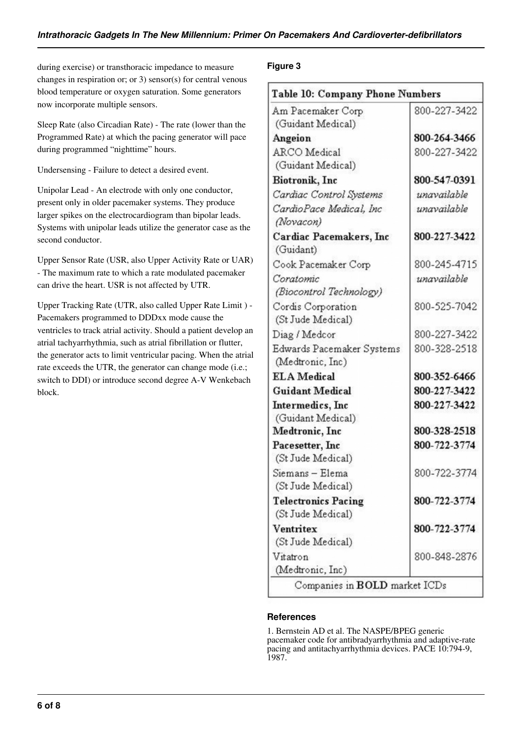during exercise) or transthoracic impedance to measure changes in respiration or; or 3) sensor(s) for central venous blood temperature or oxygen saturation. Some generators now incorporate multiple sensors.

Sleep Rate (also Circadian Rate) - The rate (lower than the Programmed Rate) at which the pacing generator will pace during programmed "nighttime" hours.

Undersensing - Failure to detect a desired event.

Unipolar Lead - An electrode with only one conductor, present only in older pacemaker systems. They produce larger spikes on the electrocardiogram than bipolar leads. Systems with unipolar leads utilize the generator case as the second conductor.

Upper Sensor Rate (USR, also Upper Activity Rate or UAR) - The maximum rate to which a rate modulated pacemaker can drive the heart. USR is not affected by UTR.

Upper Tracking Rate (UTR, also called Upper Rate Limit ) - Pacemakers programmed to DDDxx mode cause the ventricles to track atrial activity. Should a patient develop an atrial tachyarrhythmia, such as atrial fibrillation or flutter, the generator acts to limit ventricular pacing. When the atrial rate exceeds the UTR, the generator can change mode (i.e.; switch to DDI) or introduce second degree A-V Wenkebach block.

**Figure 3**

| Table 10: Company Phone Numbers | |
|---|---|
| Am Pacemaker Corp (Guidant Medical) | 800-227-3422 |
| **Angeion** | **800-264-3466** |
| ARCO Medical (Guidant Medical) | 800-227-3422 |
| **Biotronik, Inc** | **800-547-0391** |
| *Cardiac Control Systems* | *unavailable* |
| *CardioPace Medical, Inc (Novacon)* | *unavailable* |
| **Cardiac Pacemakers, Inc** (Guidant) | **800-227-3422** |
| Cook Pacemaker Corp | 800-245-4715 |
| *Coratomic (Biocontrol Technology)* | *unavailable* |
| Cordis Corporation (St Jude Medical) | 800-525-7042 |
| Diag / Medcor | 800-227-3422 |
| Edwards Pacemaker Systems (Medtronic, Inc) | 800-328-2518 |
| **ELA Medical** | **800-352-6466** |
| **Guidant Medical** | **800-227-3422** |
| **Intermedics, Inc** (Guidant Medical) | **800-227-3422** |
| **Medtronic, Inc** | **800-328-2518** |
| **Pacesetter, Inc** (St Jude Medical) | **800-722-3774** |
| Siemans – Elema (St Jude Medical) | 800-722-3774 |
| **Telectronics Pacing** (St Jude Medical) | **800-722-3774** |
| **Ventritex** (St Jude Medical) | **800-722-3774** |
| Vitatron (Medtronic, Inc) | 800-848-2876 |
| Companies in **BOLD** market ICDs | |

## References

1. Bernstein AD et al. The NASPE/BPEG generic pacemaker code for antibradyarrhythmia and adaptive-rate pacing and antitachyarrhythmia devices. PACE 10:794-9, 1987.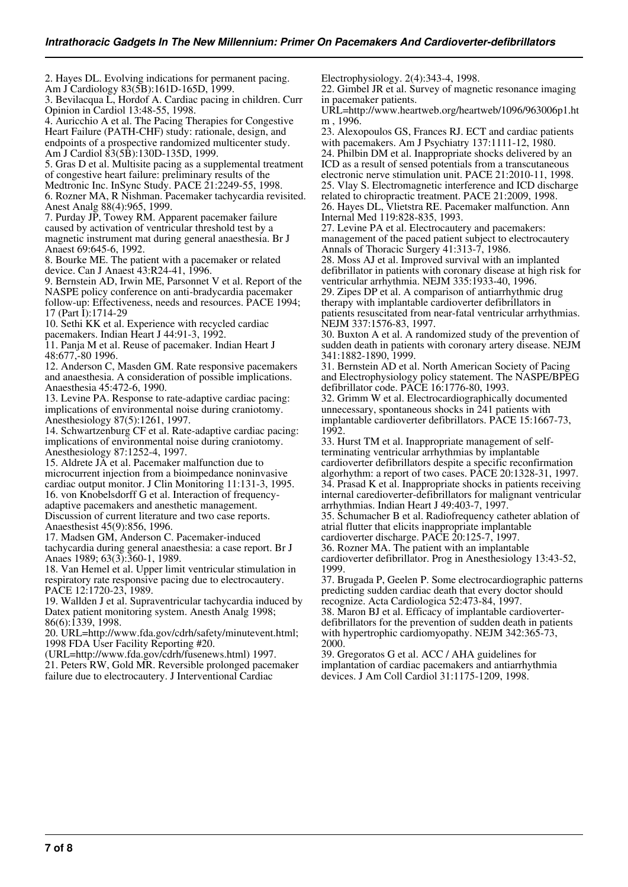2. Hayes DL. Evolving indications for permanent pacing. Am J Cardiology 83(5B):161D-165D, 1999.
3. Bevilacqua L, Hordof A. Cardiac pacing in children. Curr Opinion in Cardiol 13:48-55, 1998.
4. Auricchio A et al. The Pacing Therapies for Congestive Heart Failure (PATH-CHF) study: rationale, design, and endpoints of a prospective randomized multicenter study. Am J Cardiol 83(5B):130D-135D, 1999.
5. Gras D et al. Multisite pacing as a supplemental treatment of congestive heart failure: preliminary results of the Medtronic Inc. InSync Study. PACE 21:2249-55, 1998.
6. Rozner MA, R Nishman. Pacemaker tachycardia revisited. Anest Analg 88(4):965, 1999.
7. Purday JP, Towey RM. Apparent pacemaker failure caused by activation of ventricular threshold test by a magnetic instrument mat during general anaesthesia. Br J Anaest 69:645-6, 1992.
8. Bourke ME. The patient with a pacemaker or related device. Can J Anaest 43:R24-41, 1996.
9. Bernstein AD, Irwin ME, Parsonnet V et al. Report of the NASPE policy conference on anti-bradycardia pacemaker follow-up: Effectiveness, needs and resources. PACE 1994; 17 (Part I):1714-29
10. Sethi KK et al. Experience with recycled cardiac pacemakers. Indian Heart J 44:91-3, 1992.
11. Panja M et al. Reuse of pacemaker. Indian Heart J 48:677,-80 1996.
12. Anderson C, Masden GM. Rate responsive pacemakers and anaesthesia. A consideration of possible implications. Anaesthesia 45:472-6, 1990.
13. Levine PA. Response to rate-adaptive cardiac pacing: implications of environmental noise during craniotomy. Anesthesiology 87(5):1261, 1997.
14. Schwartzenburg CF et al. Rate-adaptive cardiac pacing: implications of environmental noise during craniotomy. Anesthesiology 87:1252-4, 1997.
15. Aldrete JA et al. Pacemaker malfunction due to microcurrent injection from a bioimpedance noninvasive cardiac output monitor. J Clin Monitoring 11:131-3, 1995.
16. von Knobelsdorff G et al. Interaction of frequency-adaptive pacemakers and anesthetic management. Discussion of current literature and two case reports. Anaesthesist 45(9):856, 1996.
17. Madsen GM, Anderson C. Pacemaker-induced tachycardia during general anaesthesia: a case report. Br J Anaes 1989; 63(3):360-1, 1989.
18. Van Hemel et al. Upper limit ventricular stimulation in respiratory rate responsive pacing due to electrocautery. PACE 12:1720-23, 1989.
19. Wallden J et al. Supraventricular tachycardia induced by Datex patient monitoring system. Anesth Analg 1998; 86(6):1339, 1998.
20. URL=http://www.fda.gov/cdrh/safety/minutevent.html; 1998 FDA User Facility Reporting #20. (URL=http://www.fda.gov/cdrh/fusenews.html) 1997.
21. Peters RW, Gold MR. Reversible prolonged pacemaker failure due to electrocautery. J Interventional Cardiac Electrophysiology. 2(4):343-4, 1998.
22. Gimbel JR et al. Survey of magnetic resonance imaging in pacemaker patients. URL=http://www.heartweb.org/heartweb/1096/963006p1.htm , 1996.
23. Alexopoulos GS, Frances RJ. ECT and cardiac patients with pacemakers. Am J Psychiatry 137:1111-12, 1980.
24. Philbin DM et al. Inappropriate shocks delivered by an ICD as a result of sensed potentials from a transcutaneous electronic nerve stimulation unit. PACE 21:2010-11, 1998.
25. Vlay S. Electromagnetic interference and ICD discharge related to chiropractic treatment. PACE 21:2009, 1998.
26. Hayes DL, Vlietstra RE. Pacemaker malfunction. Ann Internal Med 119:828-835, 1993.
27. Levine PA et al. Electrocautery and pacemakers: management of the paced patient subject to electrocautery Annals of Thoracic Surgery 41:313-7, 1986.
28. Moss AJ et al. Improved survival with an implanted defibrillator in patients with coronary disease at high risk for ventricular arrhythmia. NEJM 335:1933-40, 1996.
29. Zipes DP et al. A comparison of antiarrhythmic drug therapy with implantable cardioverter defibrillators in patients resuscitated from near-fatal ventricular arrhythmias. NEJM 337:1576-83, 1997.
30. Buxton A et al. A randomized study of the prevention of sudden death in patients with coronary artery disease. NEJM 341:1882-1890, 1999.
31. Bernstein AD et al. North American Society of Pacing and Electrophysiology policy statement. The NASPE/BPEG defibrillator code. PACE 16:1776-80, 1993.
32. Grimm W et al. Electrocardiographically documented unnecessary, spontaneous shocks in 241 patients with implantable cardioverter defibrillators. PACE 15:1667-73, 1992.
33. Hurst TM et al. Inappropriate management of self-terminating ventricular arrhythmias by implantable cardioverter defibrillators despite a specific reconfirmation algorhythm: a report of two cases. PACE 20:1328-31, 1997.
34. Prasad K et al. Inappropriate shocks in patients receiving internal caredioverter-defibrillators for malignant ventricular arrhythmias. Indian Heart J 49:403-7, 1997.
35. Schumacher B et al. Radiofrequency catheter ablation of atrial flutter that elicits inappropriate implantable cardioverter discharge. PACE 20:125-7, 1997.
36. Rozner MA. The patient with an implantable cardioverter defibrillator. Prog in Anesthesiology 13:43-52, 1999.
37. Brugada P, Geelen P. Some electrocardiographic patterns predicting sudden cardiac death that every doctor should recognize. Acta Cardiologica 52:473-84, 1997.
38. Maron BJ et al. Efficacy of implantable cardioverter-defibrillators for the prevention of sudden death in patients with hypertrophic cardiomyopathy. NEJM 342:365-73, 2000.
39. Gregoratos G et al. ACC / AHA guidelines for implantation of cardiac pacemakers and antiarrhythmia devices. J Am Coll Cardiol 31:1175-1209, 1998.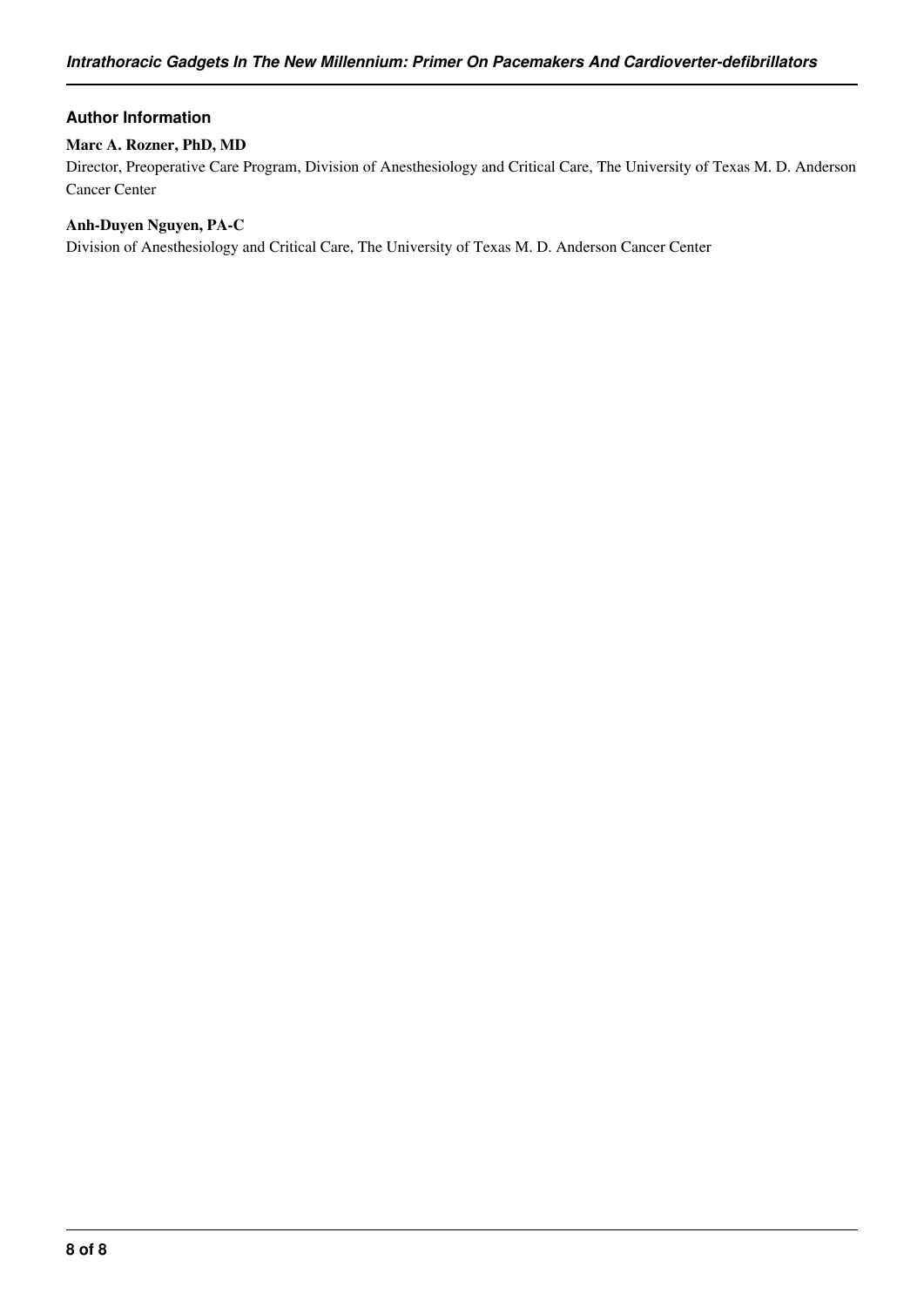## Author Information

**Marc A. Rozner, PhD, MD**

Director, Preoperative Care Program, Division of Anesthesiology and Critical Care, The University of Texas M. D. Anderson Cancer Center

**Anh-Duyen Nguyen, PA-C**

Division of Anesthesiology and Critical Care, The University of Texas M. D. Anderson Cancer Center